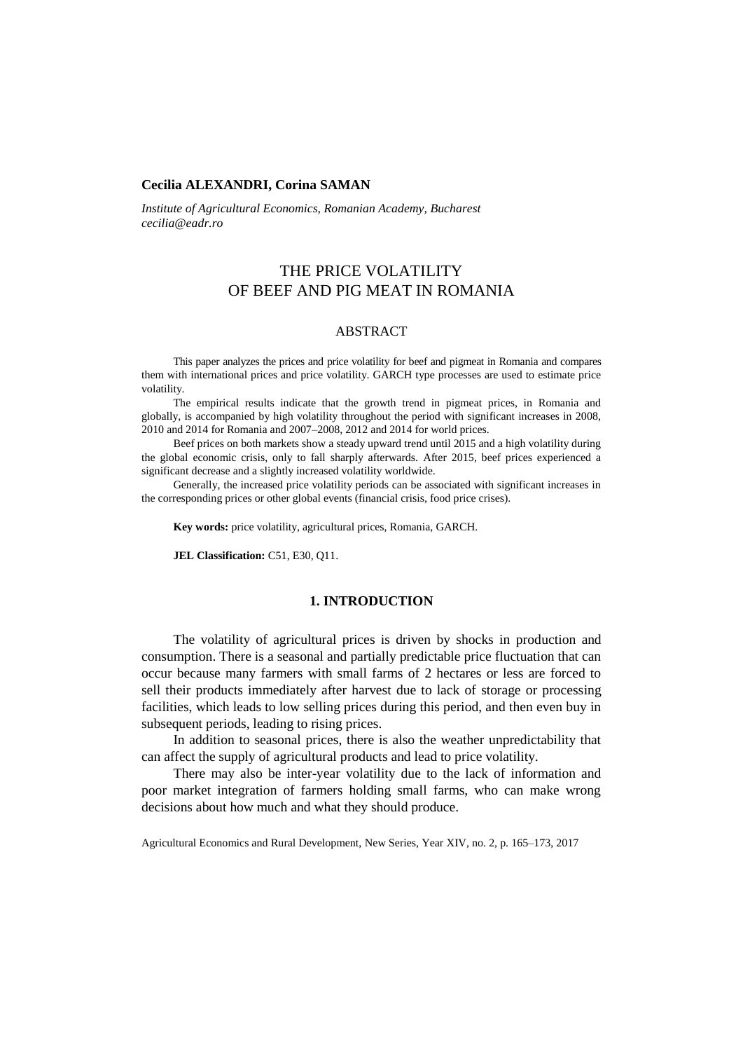**Cecilia ALEXANDRI, Corina SAMAN**

*Institute of Agricultural Economics, Romanian Academy, Bucharest*
*cecilia@eadr.ro*

# THE PRICE VOLATILITY OF BEEF AND PIG MEAT IN ROMANIA

## ABSTRACT

This paper analyzes the prices and price volatility for beef and pigmeat in Romania and compares them with international prices and price volatility. GARCH type processes are used to estimate price volatility.

The empirical results indicate that the growth trend in pigmeat prices, in Romania and globally, is accompanied by high volatility throughout the period with significant increases in 2008, 2010 and 2014 for Romania and 2007–2008, 2012 and 2014 for world prices.

Beef prices on both markets show a steady upward trend until 2015 and a high volatility during the global economic crisis, only to fall sharply afterwards. After 2015, beef prices experienced a significant decrease and a slightly increased volatility worldwide.

Generally, the increased price volatility periods can be associated with significant increases in the corresponding prices or other global events (financial crisis, food price crises).

**Key words:** price volatility, agricultural prices, Romania, GARCH.

**JEL Classification:** C51, E30, Q11.

## 1. INTRODUCTION

The volatility of agricultural prices is driven by shocks in production and consumption. There is a seasonal and partially predictable price fluctuation that can occur because many farmers with small farms of 2 hectares or less are forced to sell their products immediately after harvest due to lack of storage or processing facilities, which leads to low selling prices during this period, and then even buy in subsequent periods, leading to rising prices.

In addition to seasonal prices, there is also the weather unpredictability that can affect the supply of agricultural products and lead to price volatility.

There may also be inter-year volatility due to the lack of information and poor market integration of farmers holding small farms, who can make wrong decisions about how much and what they should produce.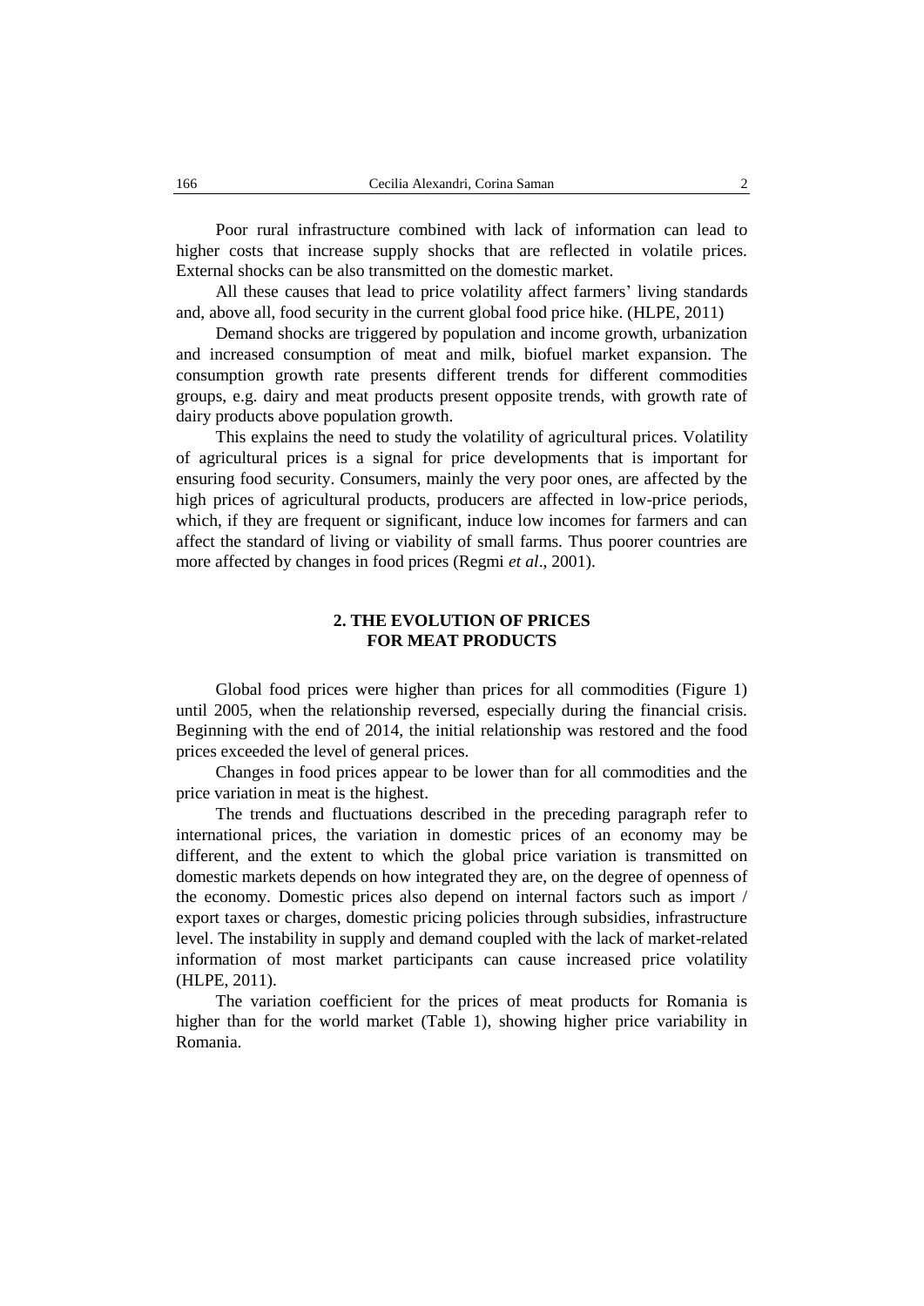Poor rural infrastructure combined with lack of information can lead to higher costs that increase supply shocks that are reflected in volatile prices. External shocks can be also transmitted on the domestic market.

All these causes that lead to price volatility affect farmers' living standards and, above all, food security in the current global food price hike. (HLPE, 2011)

Demand shocks are triggered by population and income growth, urbanization and increased consumption of meat and milk, biofuel market expansion. The consumption growth rate presents different trends for different commodities groups, e.g. dairy and meat products present opposite trends, with growth rate of dairy products above population growth.

This explains the need to study the volatility of agricultural prices. Volatility of agricultural prices is a signal for price developments that is important for ensuring food security. Consumers, mainly the very poor ones, are affected by the high prices of agricultural products, producers are affected in low-price periods, which, if they are frequent or significant, induce low incomes for farmers and can affect the standard of living or viability of small farms. Thus poorer countries are more affected by changes in food prices (Regmi *et al*., 2001).

## 2. THE EVOLUTION OF PRICES FOR MEAT PRODUCTS

Global food prices were higher than prices for all commodities (Figure 1) until 2005, when the relationship reversed, especially during the financial crisis. Beginning with the end of 2014, the initial relationship was restored and the food prices exceeded the level of general prices.

Changes in food prices appear to be lower than for all commodities and the price variation in meat is the highest.

The trends and fluctuations described in the preceding paragraph refer to international prices, the variation in domestic prices of an economy may be different, and the extent to which the global price variation is transmitted on domestic markets depends on how integrated they are, on the degree of openness of the economy. Domestic prices also depend on internal factors such as import / export taxes or charges, domestic pricing policies through subsidies, infrastructure level. The instability in supply and demand coupled with the lack of market-related information of most market participants can cause increased price volatility (HLPE, 2011).

The variation coefficient for the prices of meat products for Romania is higher than for the world market (Table 1), showing higher price variability in Romania.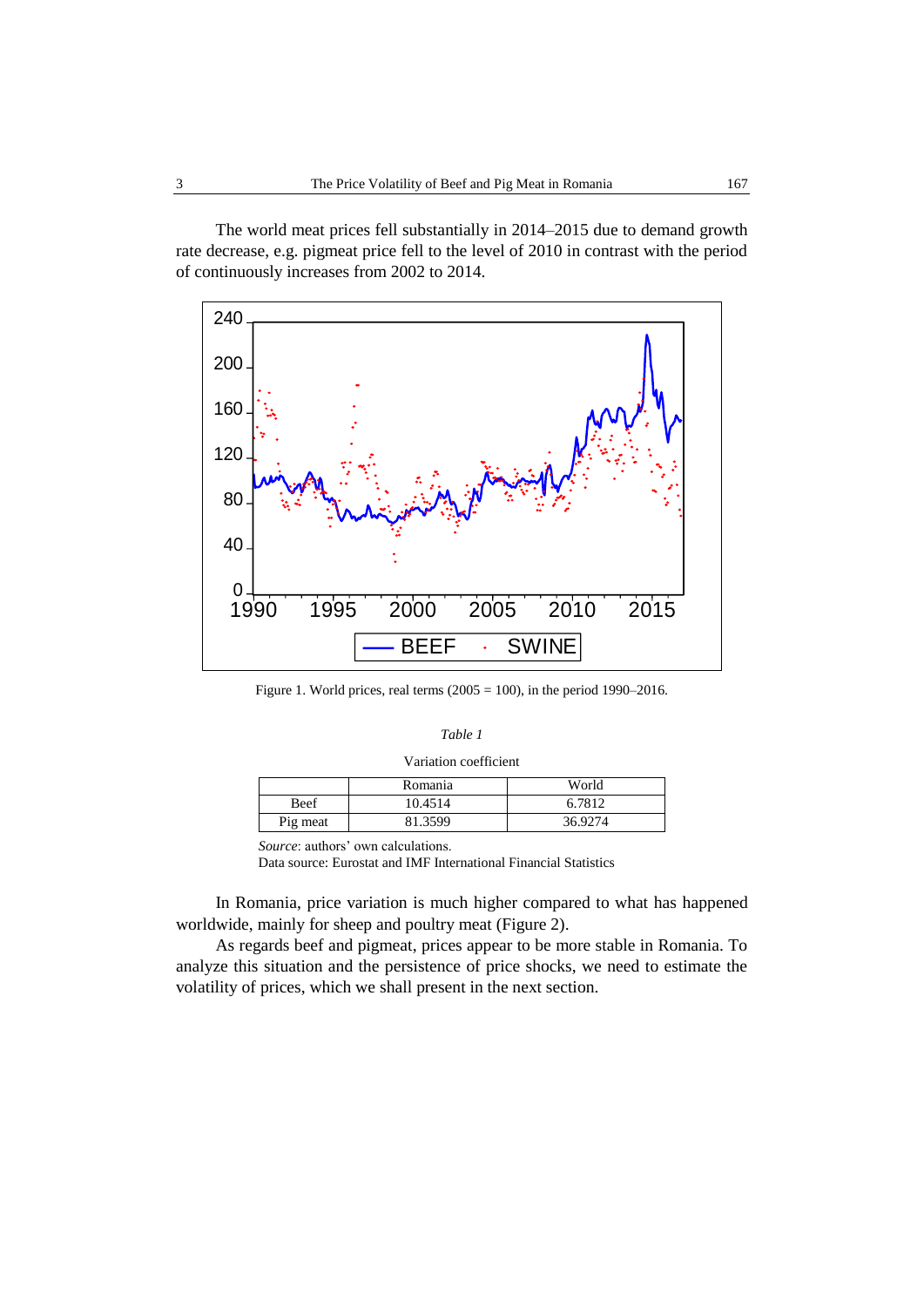The world meat prices fell substantially in 2014–2015 due to demand growth rate decrease, e.g. pigmeat price fell to the level of 2010 in contrast with the period of continuously increases from 2002 to 2014.

Figure 1. World prices, real terms (2005 = 100), in the period 1990–2016.

*Table 1*

Variation coefficient

| | Romania | World |
|---|---|---|
| Beef | 10.4514 | 6.7812 |
| Pig meat | 81.3599 | 36.9274 |

*Source*: authors' own calculations.
Data source: Eurostat and IMF International Financial Statistics

In Romania, price variation is much higher compared to what has happened worldwide, mainly for sheep and poultry meat (Figure 2).

As regards beef and pigmeat, prices appear to be more stable in Romania. To analyze this situation and the persistence of price shocks, we need to estimate the volatility of prices, which we shall present in the next section.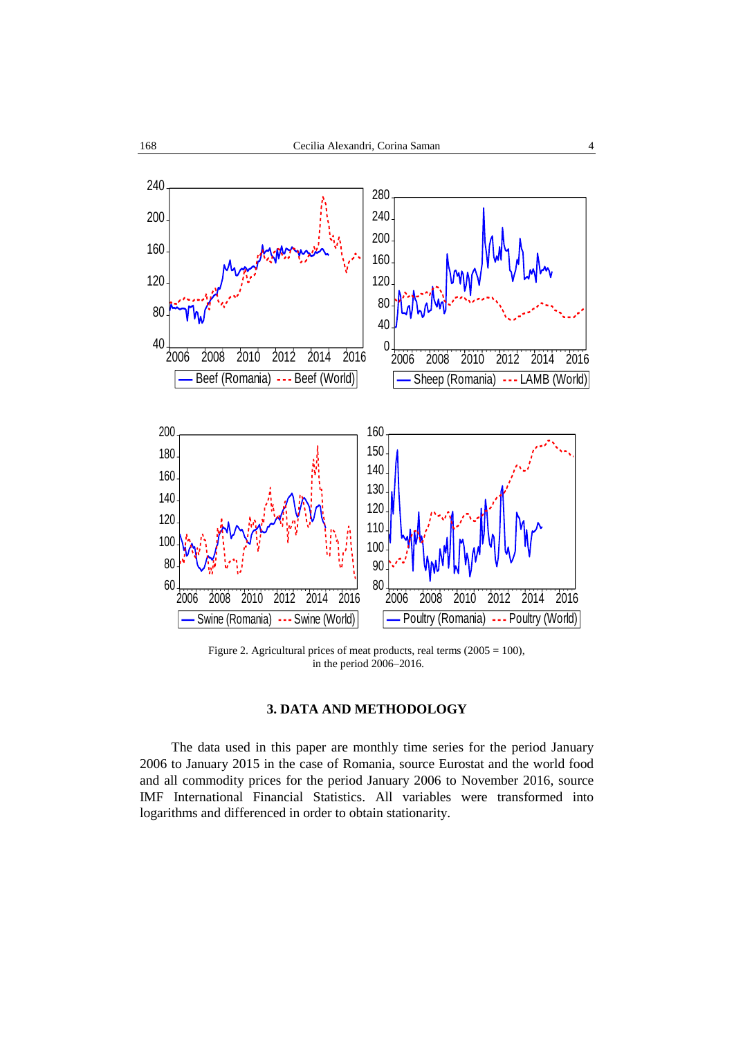Figure 2. Agricultural prices of meat products, real terms (2005 = 100), in the period 2006–2016.

## 3. DATA AND METHODOLOGY

The data used in this paper are monthly time series for the period January 2006 to January 2015 in the case of Romania, source Eurostat and the world food and all commodity prices for the period January 2006 to November 2016, source IMF International Financial Statistics. All variables were transformed into logarithms and differenced in order to obtain stationarity.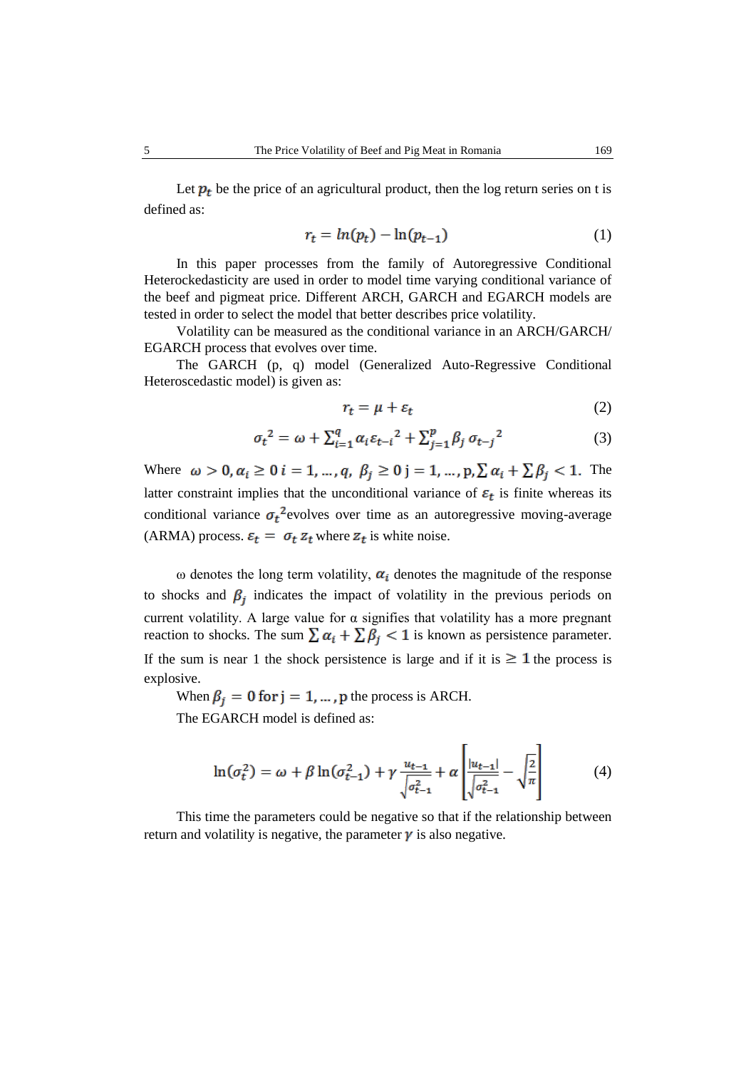Let $p_t$ be the price of an agricultural product, then the log return series on t is defined as:

$$r_t = ln(p_t) - \ln(p_{t-1}) \tag{1}$$

In this paper processes from the family of Autoregressive Conditional Heterockedasticity are used in order to model time varying conditional variance of the beef and pigmeat price. Different ARCH, GARCH and EGARCH models are tested in order to select the model that better describes price volatility.

Volatility can be measured as the conditional variance in an ARCH/GARCH/EGARCH process that evolves over time.

The GARCH (p, q) model (Generalized Auto-Regressive Conditional Heteroscedastic model) is given as:

$$r_t = \mu + \varepsilon_t \tag{2}$$

$$\sigma_t{}^2 = \omega + \sum_{i=1}^{q} \alpha_i \varepsilon_{t-i}{}^2 + \sum_{j=1}^{p} \beta_j \, \sigma_{t-j}{}^2 \tag{3}$$

Where $\omega > 0, \alpha_i \geq 0 \; i = 1, \dots, q, \; \beta_j \geq 0 \; \mathrm{j} = 1, \dots, \mathrm{p}, \sum \alpha_i + \sum \beta_j < 1$. The latter constraint implies that the unconditional variance of $\varepsilon_t$ is finite whereas its conditional variance $\sigma_t{}^2$evolves over time as an autoregressive moving-average (ARMA) process. $\varepsilon_t = \sigma_t \, z_t$ where $z_t$ is white noise.

ω denotes the long term volatility, $\alpha_i$ denotes the magnitude of the response to shocks and $\beta_j$ indicates the impact of volatility in the previous periods on current volatility. A large value for α signifies that volatility has a more pregnant reaction to shocks. The sum $\sum \alpha_i + \sum \beta_j < 1$ is known as persistence parameter. If the sum is near 1 the shock persistence is large and if it is $\geq 1$ the process is explosive.

When $\beta_j = 0$ for $\mathrm{j} = 1, \dots, \mathrm{p}$ the process is ARCH.

The EGARCH model is defined as:

$$\ln(\sigma_t^2) = \omega + \beta \ln(\sigma_{t-1}^2) + \gamma \frac{u_{t-1}}{\sqrt{\sigma_{t-1}^2}} + \alpha \left[ \frac{|u_{t-1}|}{\sqrt{\sigma_{t-1}^2}} - \sqrt{\frac{2}{\pi}} \right] \tag{4}$$

This time the parameters could be negative so that if the relationship between return and volatility is negative, the parameter $\gamma$ is also negative.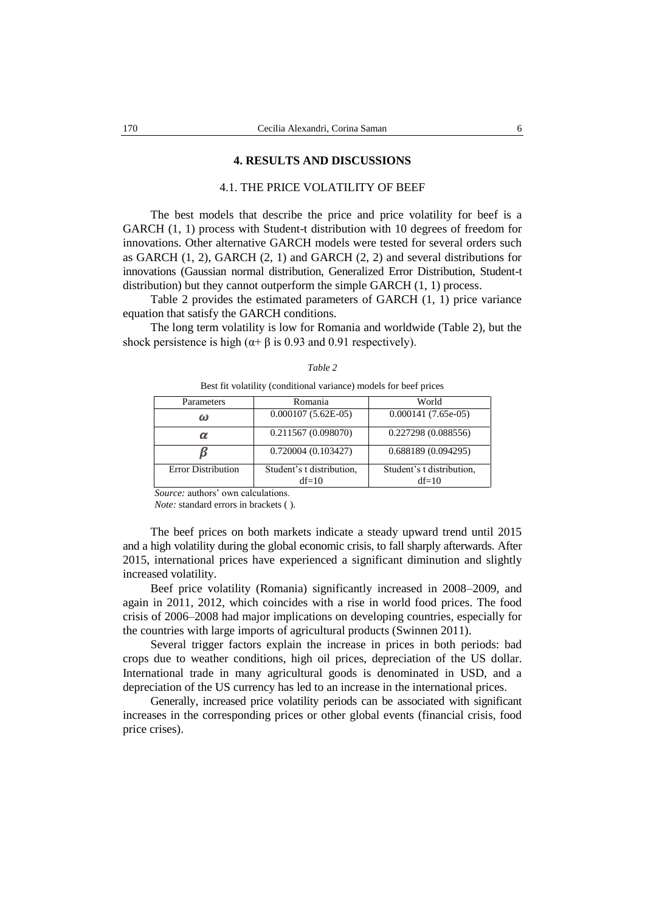## 4. RESULTS AND DISCUSSIONS

### 4.1. THE PRICE VOLATILITY OF BEEF

The best models that describe the price and price volatility for beef is a GARCH (1, 1) process with Student-t distribution with 10 degrees of freedom for innovations. Other alternative GARCH models were tested for several orders such as GARCH (1, 2), GARCH (2, 1) and GARCH (2, 2) and several distributions for innovations (Gaussian normal distribution, Generalized Error Distribution, Student-t distribution) but they cannot outperform the simple GARCH (1, 1) process.

Table 2 provides the estimated parameters of GARCH (1, 1) price variance equation that satisfy the GARCH conditions.

The long term volatility is low for Romania and worldwide (Table 2), but the shock persistence is high ($\alpha + \beta$ is 0.93 and 0.91 respectively).

*Table 2*

Best fit volatility (conditional variance) models for beef prices

| Parameters | Romania | World |
|---|---|---|
| $\omega$ | 0.000107 (5.62E-05) | 0.000141 (7.65e-05) |
| $\alpha$ | 0.211567 (0.098070) | 0.227298 (0.088556) |
| $\beta$ | 0.720004 (0.103427) | 0.688189 (0.094295) |
| Error Distribution | Student's t distribution, df=10 | Student's t distribution, df=10 |

*Source:* authors' own calculations.
*Note:* standard errors in brackets ( ).

The beef prices on both markets indicate a steady upward trend until 2015 and a high volatility during the global economic crisis, to fall sharply afterwards. After 2015, international prices have experienced a significant diminution and slightly increased volatility.

Beef price volatility (Romania) significantly increased in 2008–2009, and again in 2011, 2012, which coincides with a rise in world food prices. The food crisis of 2006–2008 had major implications on developing countries, especially for the countries with large imports of agricultural products (Swinnen 2011).

Several trigger factors explain the increase in prices in both periods: bad crops due to weather conditions, high oil prices, depreciation of the US dollar. International trade in many agricultural goods is denominated in USD, and a depreciation of the US currency has led to an increase in the international prices.

Generally, increased price volatility periods can be associated with significant increases in the corresponding prices or other global events (financial crisis, food price crises).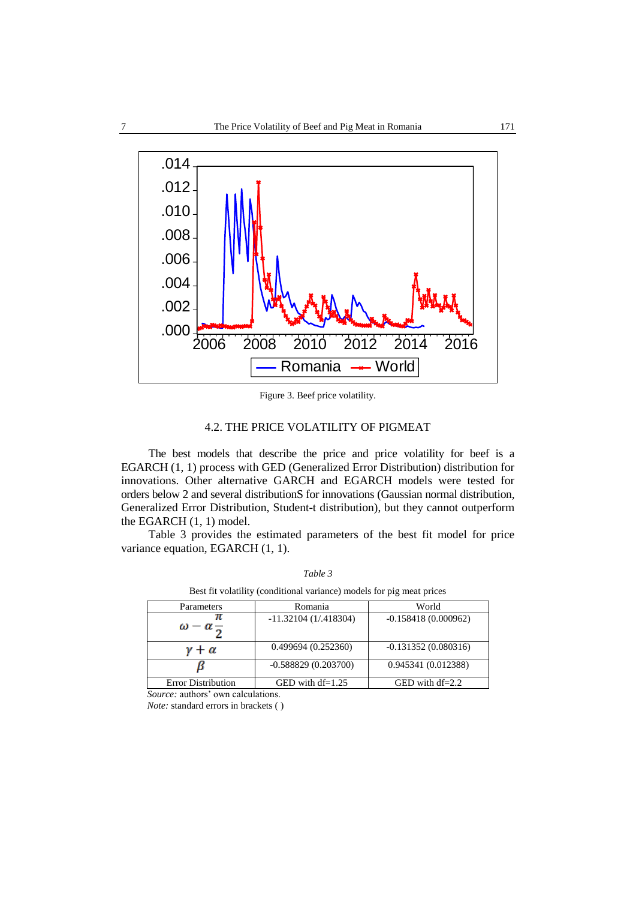Figure 3. Beef price volatility.

## 4.2. THE PRICE VOLATILITY OF PIGMEAT

The best models that describe the price and price volatility for beef is a EGARCH (1, 1) process with GED (Generalized Error Distribution) distribution for innovations. Other alternative GARCH and EGARCH models were tested for orders below 2 and several distributionS for innovations (Gaussian normal distribution, Generalized Error Distribution, Student-t distribution), but they cannot outperform the EGARCH (1, 1) model.

Table 3 provides the estimated parameters of the best fit model for price variance equation, EGARCH (1, 1).

*Table 3*

Best fit volatility (conditional variance) models for pig meat prices

| Parameters | Romania | World |
|---|---|---|
| $\omega - \alpha\frac{\pi}{2}$ | -11.32104 (1/.418304) | -0.158418 (0.000962) |
| $\gamma + \alpha$ | 0.499694 (0.252360) | -0.131352 (0.080316) |
| $\beta$ | -0.588829 (0.203700) | 0.945341 (0.012388) |
| Error Distribution | GED with df=1.25 | GED with df=2.2 |

*Source:* authors' own calculations.

*Note:* standard errors in brackets ( )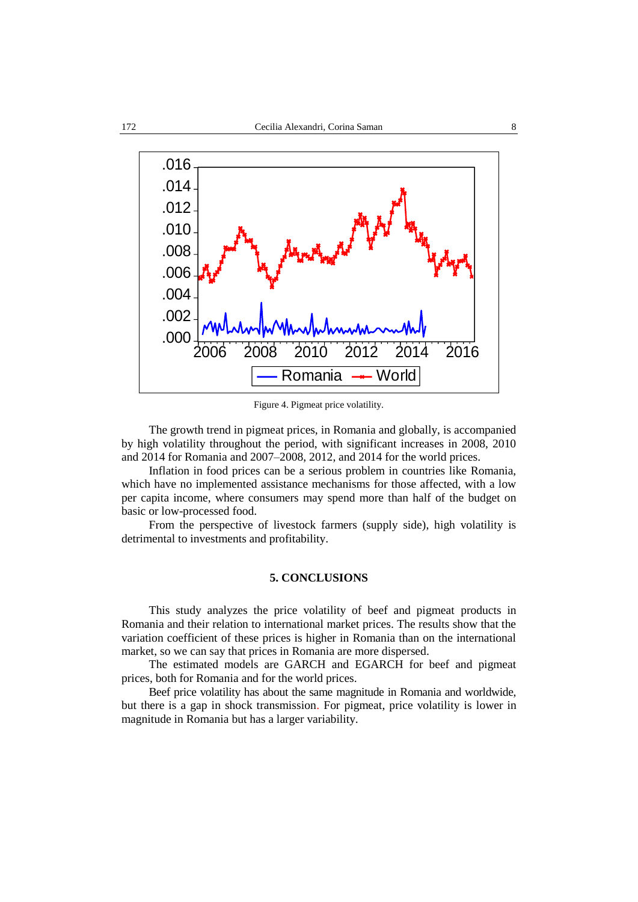Figure 4. Pigmeat price volatility.

The growth trend in pigmeat prices, in Romania and globally, is accompanied by high volatility throughout the period, with significant increases in 2008, 2010 and 2014 for Romania and 2007–2008, 2012, and 2014 for the world prices.

Inflation in food prices can be a serious problem in countries like Romania, which have no implemented assistance mechanisms for those affected, with a low per capita income, where consumers may spend more than half of the budget on basic or low-processed food.

From the perspective of livestock farmers (supply side), high volatility is detrimental to investments and profitability.

## 5. CONCLUSIONS

This study analyzes the price volatility of beef and pigmeat products in Romania and their relation to international market prices. The results show that the variation coefficient of these prices is higher in Romania than on the international market, so we can say that prices in Romania are more dispersed.

The estimated models are GARCH and EGARCH for beef and pigmeat prices, both for Romania and for the world prices.

Beef price volatility has about the same magnitude in Romania and worldwide, but there is a gap in shock transmission. For pigmeat, price volatility is lower in magnitude in Romania but has a larger variability.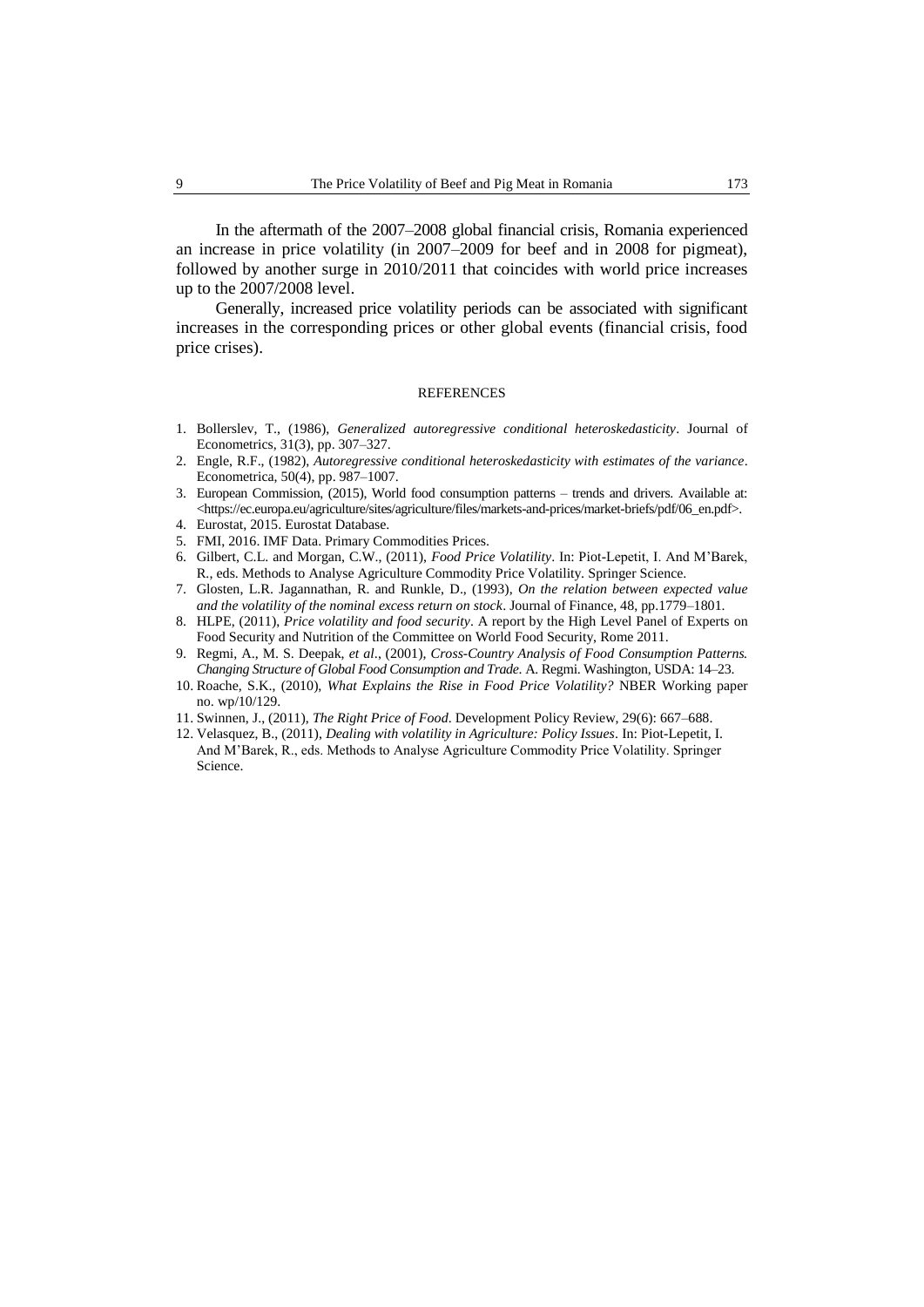In the aftermath of the 2007–2008 global financial crisis, Romania experienced an increase in price volatility (in 2007–2009 for beef and in 2008 for pigmeat), followed by another surge in 2010/2011 that coincides with world price increases up to the 2007/2008 level.

Generally, increased price volatility periods can be associated with significant increases in the corresponding prices or other global events (financial crisis, food price crises).

## REFERENCES

1. Bollerslev, T., (1986), *Generalized autoregressive conditional heteroskedasticity*. Journal of Econometrics, 31(3), pp. 307–327.
2. Engle, R.F., (1982), *Autoregressive conditional heteroskedasticity with estimates of the variance*. Econometrica, 50(4), pp. 987–1007.
3. European Commission, (2015), World food consumption patterns – trends and drivers. Available at: <https://ec.europa.eu/agriculture/sites/agriculture/files/markets-and-prices/market-briefs/pdf/06_en.pdf>.
4. Eurostat, 2015. Eurostat Database.
5. FMI, 2016. IMF Data. Primary Commodities Prices.
6. Gilbert, C.L. and Morgan, C.W., (2011), *Food Price Volatility*. In: Piot-Lepetit, I. And M'Barek, R., eds. Methods to Analyse Agriculture Commodity Price Volatility. Springer Science.
7. Glosten, L.R. Jagannathan, R. and Runkle, D., (1993), *On the relation between expected value and the volatility of the nominal excess return on stock*. Journal of Finance, 48, pp.1779–1801.
8. HLPE, (2011), *Price volatility and food security*. A report by the High Level Panel of Experts on Food Security and Nutrition of the Committee on World Food Security, Rome 2011.
9. Regmi, A., M. S. Deepak, *et al*., (2001), *Cross-Country Analysis of Food Consumption Patterns. Changing Structure of Global Food Consumption and Trade.* A. Regmi. Washington, USDA: 14–23.
10. Roache, S.K., (2010), *What Explains the Rise in Food Price Volatility?* NBER Working paper no. wp/10/129.
11. Swinnen, J., (2011), *The Right Price of Food*. Development Policy Review, 29(6): 667–688.
12. Velasquez, B., (2011), *Dealing with volatility in Agriculture: Policy Issues*. In: Piot-Lepetit, I. And M'Barek, R., eds. Methods to Analyse Agriculture Commodity Price Volatility. Springer Science.